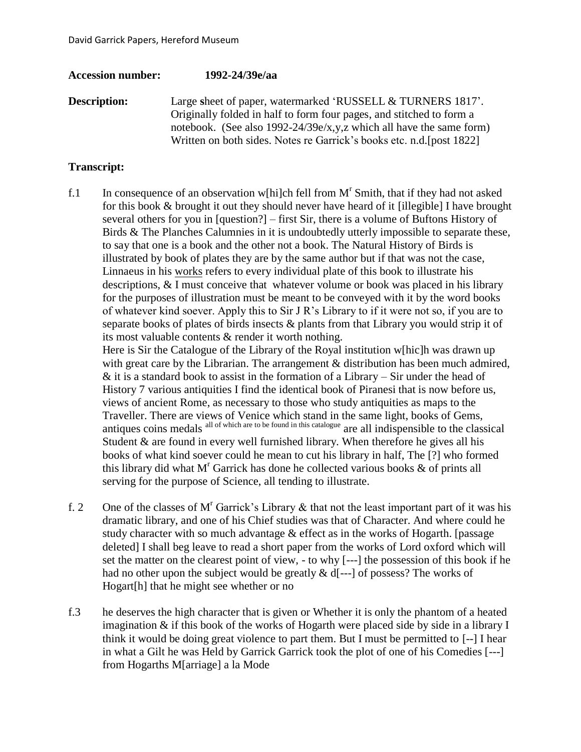**Accession number:** **1992-24/39e/aa**

**Description:** Large sheet of paper, watermarked 'RUSSELL & TURNERS 1817'. Originally folded in half to form four pages, and stitched to form a notebook. (See also 1992-24/39e/x,y,z which all have the same form) Written on both sides. Notes re Garrick's books etc. n.d.[post 1822]

## Transcript:

f.1 In consequence of an observation w[hi]ch fell from M^r Smith, that if they had not asked for this book & brought it out they should never have heard of it [illegible] I have brought several others for you in [question?] – first Sir, there is a volume of Buftons History of Birds & The Planches Calumnies in it is undoubtedly utterly impossible to separate these, to say that one is a book and the other not a book. The Natural History of Birds is illustrated by book of plates they are by the same author but if that was not the case, Linnaeus in his <u>works</u> refers to every individual plate of this book to illustrate his descriptions, & I must conceive that whatever volume or book was placed in his library for the purposes of illustration must be meant to be conveyed with it by the word books of whatever kind soever. Apply this to Sir J R's Library to if it were not so, if you are to separate books of plates of birds insects & plants from that Library you would strip it of its most valuable contents & render it worth nothing.

Here is Sir the Catalogue of the Library of the Royal institution w[hic]h was drawn up with great care by the Librarian. The arrangement & distribution has been much admired, & it is a standard book to assist in the formation of a Library – Sir under the head of History 7 various antiquities I find the identical book of Piranesi that is now before us, views of ancient Rome, as necessary to those who study antiquities as maps to the Traveller. There are views of Venice which stand in the same light, books of Gems, antiques coins medals ^all of which are to be found in this catalogue^ are all indispensible to the classical Student & are found in every well furnished library. When therefore he gives all his books of what kind soever could he mean to cut his library in half, The [?] who formed this library did what M^r Garrick has done he collected various books & of prints all serving for the purpose of Science, all tending to illustrate.

f. 2 One of the classes of M^r Garrick's Library & that not the least important part of it was his dramatic library, and one of his Chief studies was that of Character. And where could he study character with so much advantage & effect as in the works of Hogarth. [passage deleted] I shall beg leave to read a short paper from the works of Lord oxford which will set the matter on the clearest point of view, - to why [---] the possession of this book if he had no other upon the subject would be greatly & d[---] of possess? The works of Hogart[h] that he might see whether or no

f.3 he deserves the high character that is given or Whether it is only the phantom of a heated imagination & if this book of the works of Hogarth were placed side by side in a library I think it would be doing great violence to part them. But I must be permitted to [--] I hear in what a Gilt he was Held by Garrick Garrick took the plot of one of his Comedies [---] from Hogarths M[arriage] a la Mode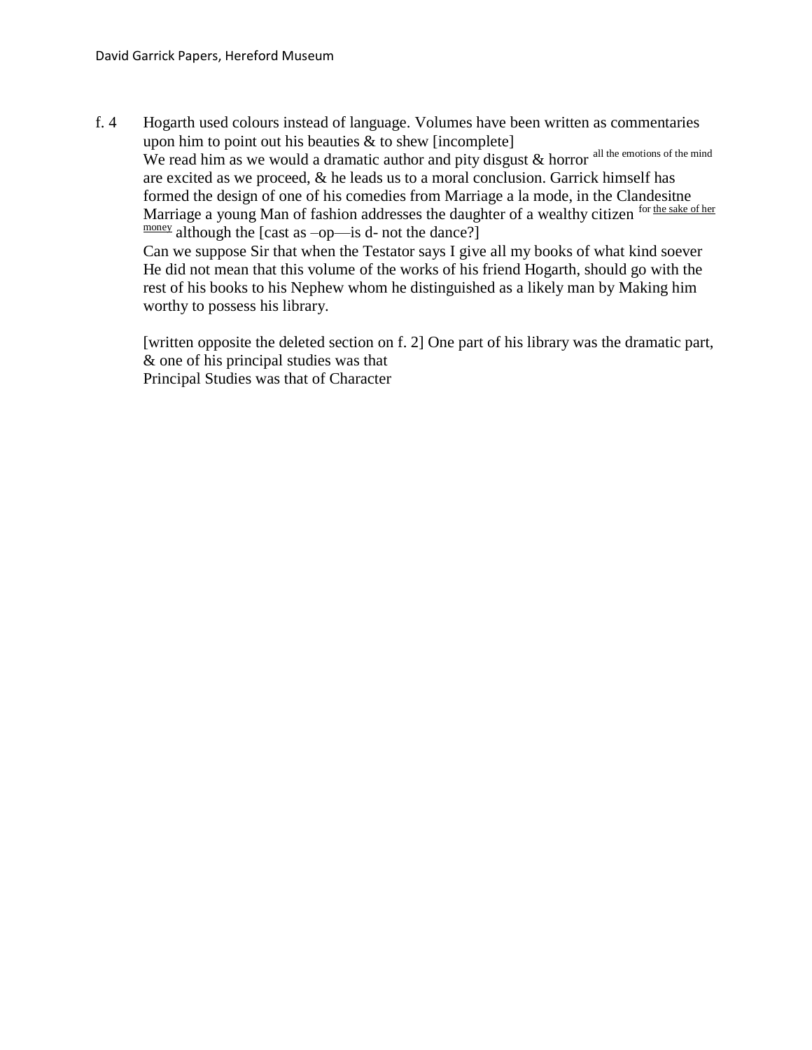f. 4 Hogarth used colours instead of language. Volumes have been written as commentaries upon him to point out his beauties & to shew [incomplete]

We read him as we would a dramatic author and pity disgust & horror all the emotions of the mind are excited as we proceed, & he leads us to a moral conclusion. Garrick himself has formed the design of one of his comedies from Marriage a la mode, in the Clandesitne Marriage a young Man of fashion addresses the daughter of a wealthy citizen for the sake of her money although the [cast as –op—is d- not the dance?]

Can we suppose Sir that when the Testator says I give all my books of what kind soever He did not mean that this volume of the works of his friend Hogarth, should go with the rest of his books to his Nephew whom he distinguished as a likely man by Making him worthy to possess his library.

[written opposite the deleted section on f. 2] One part of his library was the dramatic part, & one of his principal studies was that
Principal Studies was that of Character